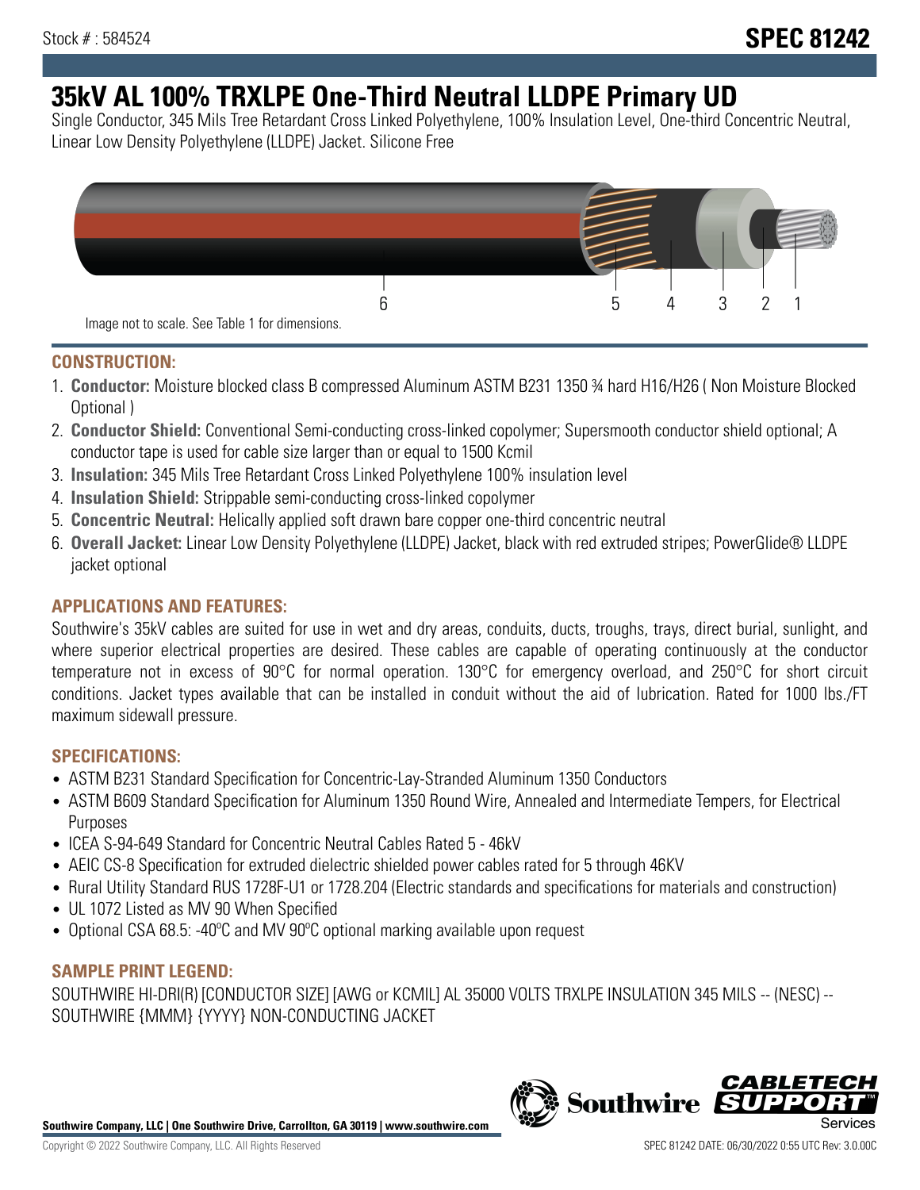Stock # : 584524

# SPEC 81242

# 35kV AL 100% TRXLPE One-Third Neutral LLDPE Primary UD

Single Conductor, 345 Mils Tree Retardant Cross Linked Polyethylene, 100% Insulation Level, One-third Concentric Neutral, Linear Low Density Polyethylene (LLDPE) Jacket. Silicone Free

6 5 4 3 2 1

Image not to scale. See Table 1 for dimensions.

## CONSTRUCTION:

1. **Conductor:** Moisture blocked class B compressed Aluminum ASTM B231 1350 ¾ hard H16/H26 ( Non Moisture Blocked Optional )
2. **Conductor Shield:** Conventional Semi-conducting cross-linked copolymer; Supersmooth conductor shield optional; A conductor tape is used for cable size larger than or equal to 1500 Kcmil
3. **Insulation:** 345 Mils Tree Retardant Cross Linked Polyethylene 100% insulation level
4. **Insulation Shield:** Strippable semi-conducting cross-linked copolymer
5. **Concentric Neutral:** Helically applied soft drawn bare copper one-third concentric neutral
6. **Overall Jacket:** Linear Low Density Polyethylene (LLDPE) Jacket, black with red extruded stripes; PowerGlide® LLDPE jacket optional

## APPLICATIONS AND FEATURES:

Southwire's 35kV cables are suited for use in wet and dry areas, conduits, ducts, troughs, trays, direct burial, sunlight, and where superior electrical properties are desired. These cables are capable of operating continuously at the conductor temperature not in excess of 90°C for normal operation. 130°C for emergency overload, and 250°C for short circuit conditions. Jacket types available that can be installed in conduit without the aid of lubrication. Rated for 1000 lbs./FT maximum sidewall pressure.

## SPECIFICATIONS:

- ASTM B231 Standard Specification for Concentric-Lay-Stranded Aluminum 1350 Conductors
- ASTM B609 Standard Specification for Aluminum 1350 Round Wire, Annealed and Intermediate Tempers, for Electrical Purposes
- ICEA S-94-649 Standard for Concentric Neutral Cables Rated 5 - 46kV
- AEIC CS-8 Specification for extruded dielectric shielded power cables rated for 5 through 46KV
- Rural Utility Standard RUS 1728F-U1 or 1728.204 (Electric standards and specifications for materials and construction)
- UL 1072 Listed as MV 90 When Specified
- Optional CSA 68.5: -40ºC and MV 90ºC optional marking available upon request

## SAMPLE PRINT LEGEND:

SOUTHWIRE HI-DRI(R) [CONDUCTOR SIZE] [AWG or KCMIL] AL 35000 VOLTS TRXLPE INSULATION 345 MILS -- (NESC) -- SOUTHWIRE {MMM} {YYYY} NON-CONDUCTING JACKET

**Southwire Company, LLC | One Southwire Drive, Carrollton, GA 30119 | www.southwire.com**

Copyright © 2022 Southwire Company, LLC. All Rights Reserved

SPEC 81242 DATE: 06/30/2022 0:55 UTC Rev: 3.0.00C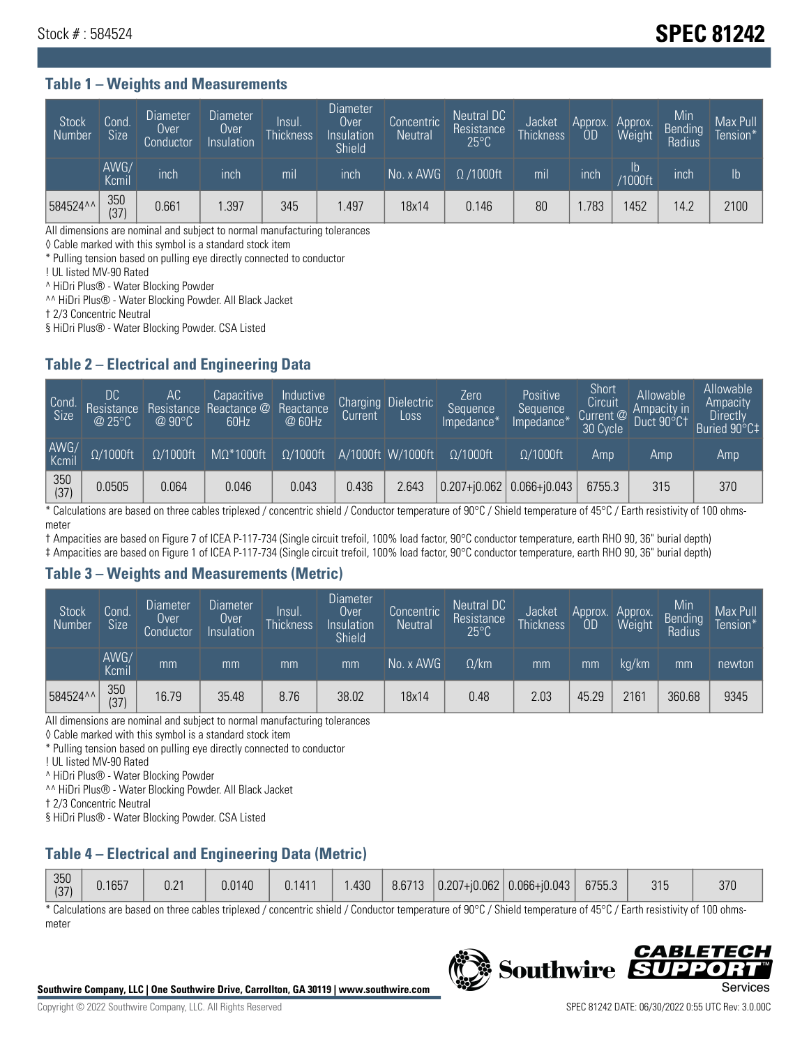Stock # : 584524

# SPEC 81242

## Table 1 – Weights and Measurements

| Stock Number | Cond. Size | Diameter Over Conductor | Diameter Over Insulation | Insul. Thickness | Diameter Over Insulation Shield | Concentric Neutral | Neutral DC Resistance 25°C | Jacket Thickness | Approx. OD | Approx. Weight | Min Bending Radius | Max Pull Tension* |
|---|---|---|---|---|---|---|---|---|---|---|---|---|
| | AWG/ Kcmil | inch | inch | mil | inch | No. x AWG | Ω /1000ft | mil | inch | lb /1000ft | inch | lb |
| 584524^^ | 350 (37) | 0.661 | 1.397 | 345 | 1.497 | 18x14 | 0.146 | 80 | 1.783 | 1452 | 14.2 | 2100 |

All dimensions are nominal and subject to normal manufacturing tolerances

◊ Cable marked with this symbol is a standard stock item

* Pulling tension based on pulling eye directly connected to conductor

! UL listed MV-90 Rated

^ HiDri Plus® - Water Blocking Powder

^^ HiDri Plus® - Water Blocking Powder. All Black Jacket

† 2/3 Concentric Neutral

§ HiDri Plus® - Water Blocking Powder. CSA Listed

## Table 2 – Electrical and Engineering Data

| Cond. Size | DC Resistance @ 25°C | AC Resistance @ 90°C | Capacitive Reactance @ 60Hz | Inductive Reactance @ 60Hz | Charging Current | Dielectric Loss | Zero Sequence Impedance* | Positive Sequence Impedance* | Short Circuit Current @ 30 Cycle | Allowable Ampacity in Duct 90°C† | Allowable Ampacity Directly Buried 90°C‡ |
|---|---|---|---|---|---|---|---|---|---|---|---|
| AWG/ Kcmil | Ω/1000ft | Ω/1000ft | MΩ*1000ft | Ω/1000ft | A/1000ft | W/1000ft | Ω/1000ft | Ω/1000ft | Amp | Amp | Amp |
| 350 (37) | 0.0505 | 0.064 | 0.046 | 0.043 | 0.436 | 2.643 | 0.207+j0.062 | 0.066+j0.043 | 6755.3 | 315 | 370 |

* Calculations are based on three cables triplexed / concentric shield / Conductor temperature of 90°C / Shield temperature of 45°C / Earth resistivity of 100 ohms-meter

† Ampacities are based on Figure 7 of ICEA P-117-734 (Single circuit trefoil, 100% load factor, 90°C conductor temperature, earth RHO 90, 36" burial depth)

‡ Ampacities are based on Figure 1 of ICEA P-117-734 (Single circuit trefoil, 100% load factor, 90°C conductor temperature, earth RHO 90, 36" burial depth)

## Table 3 – Weights and Measurements (Metric)

| Stock Number | Cond. Size | Diameter Over Conductor | Diameter Over Insulation | Insul. Thickness | Diameter Over Insulation Shield | Concentric Neutral | Neutral DC Resistance 25°C | Jacket Thickness | Approx. OD | Approx. Weight | Min Bending Radius | Max Pull Tension* |
|---|---|---|---|---|---|---|---|---|---|---|---|---|
| | AWG/ Kcmil | mm | mm | mm | mm | No. x AWG | Ω/km | mm | mm | kg/km | mm | newton |
| 584524^^ | 350 (37) | 16.79 | 35.48 | 8.76 | 38.02 | 18x14 | 0.48 | 2.03 | 45.29 | 2161 | 360.68 | 9345 |

All dimensions are nominal and subject to normal manufacturing tolerances

◊ Cable marked with this symbol is a standard stock item

* Pulling tension based on pulling eye directly connected to conductor

! UL listed MV-90 Rated

^ HiDri Plus® - Water Blocking Powder

^^ HiDri Plus® - Water Blocking Powder. All Black Jacket

† 2/3 Concentric Neutral

§ HiDri Plus® - Water Blocking Powder. CSA Listed

## Table 4 – Electrical and Engineering Data (Metric)

| Cond. Size | DC Resistance @ 25°C | AC Resistance @ 90°C | Capacitive Reactance @ 60Hz | Inductive Reactance @ 60Hz | Charging Current | Dielectric Loss | Zero Sequence Impedance* | Positive Sequence Impedance* | Short Circuit Current @ 30 Cycle | Allowable Ampacity in Duct 90°C† | Allowable Ampacity Directly Buried 90°C‡ |
|---|---|---|---|---|---|---|---|---|---|---|---|
| 350 (37) | 0.1657 | 0.21 | 0.0140 | 0.1411 | 1.430 | 8.6713 | 0.207+j0.062 | 0.066+j0.043 | 6755.3 | 315 | 370 |

* Calculations are based on three cables triplexed / concentric shield / Conductor temperature of 90°C / Shield temperature of 45°C / Earth resistivity of 100 ohms-meter

**Southwire Company, LLC | One Southwire Drive, Carrollton, GA 30119 | www.southwire.com**

Copyright © 2022 Southwire Company, LLC. All Rights Reserved

SPEC 81242 DATE: 06/30/2022 0:55 UTC Rev: 3.0.00C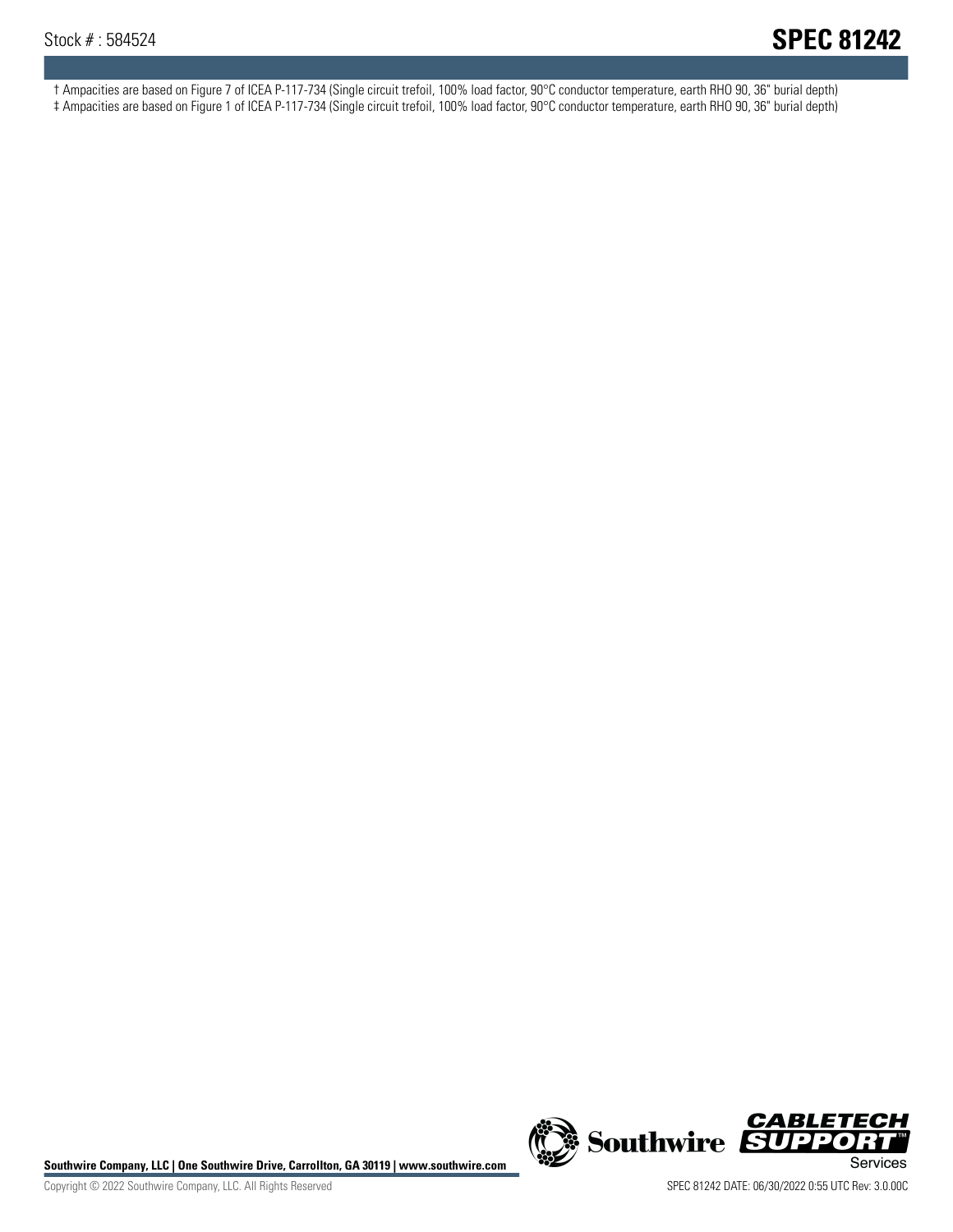† Ampacities are based on Figure 7 of ICEA P-117-734 (Single circuit trefoil, 100% load factor, 90°C conductor temperature, earth RHO 90, 36" burial depth)

‡ Ampacities are based on Figure 1 of ICEA P-117-734 (Single circuit trefoil, 100% load factor, 90°C conductor temperature, earth RHO 90, 36" burial depth)